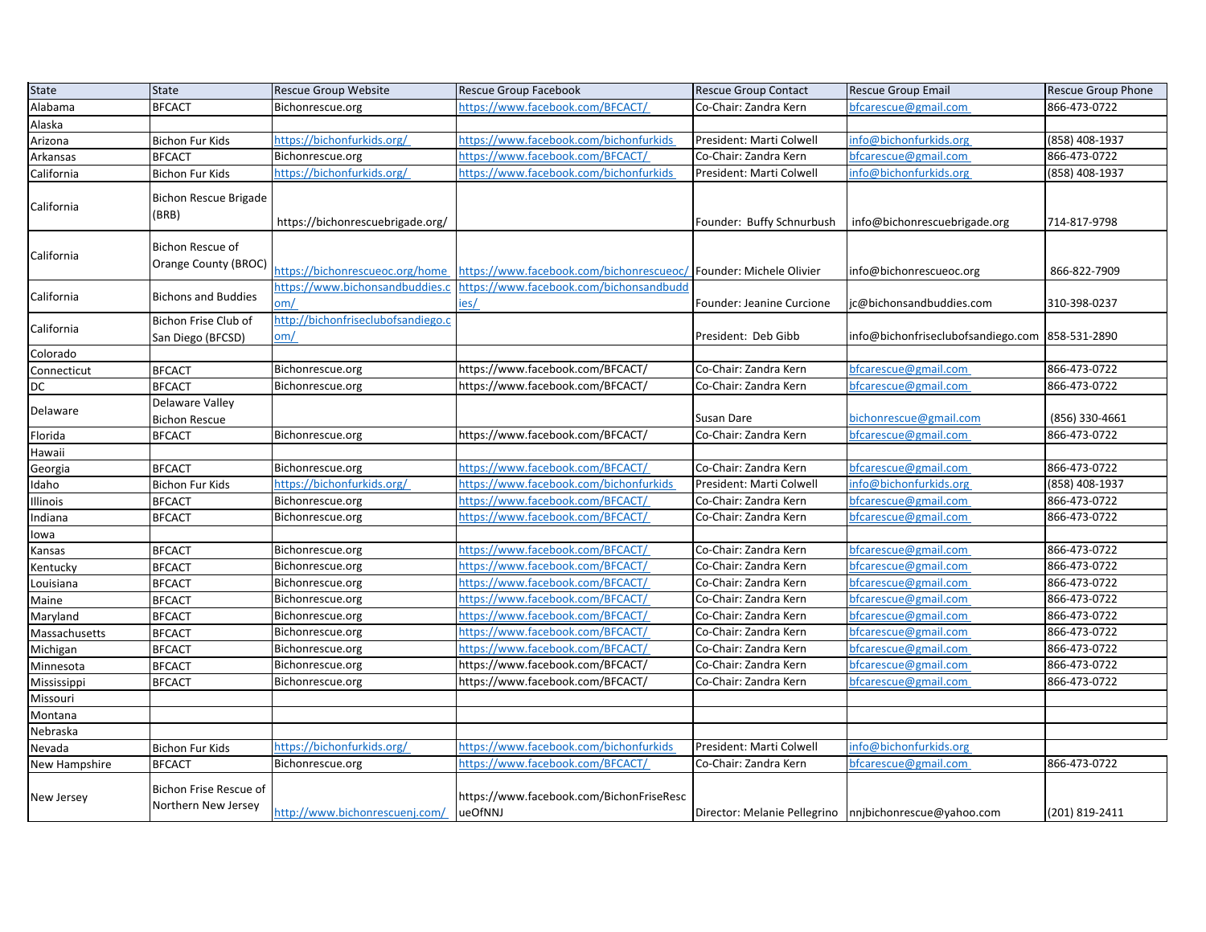| State | State | Rescue Group Website | Rescue Group Facebook | Rescue Group Contact | Rescue Group Email | Rescue Group Phone |
|---|---|---|---|---|---|---|
| Alabama | BFCACT | Bichonrescue.org | https://www.facebook.com/BFCACT/ | Co-Chair: Zandra Kern | bfcarescue@gmail.com | 866-473-0722 |
| Alaska | | | | | | |
| Arizona | Bichon Fur Kids | https://bichonfurkids.org/ | https://www.facebook.com/bichonfurkids | President: Marti Colwell | info@bichonfurkids.org | (858) 408-1937 |
| Arkansas | BFCACT | Bichonrescue.org | https://www.facebook.com/BFCACT/ | Co-Chair: Zandra Kern | bfcarescue@gmail.com | 866-473-0722 |
| California | Bichon Fur Kids | https://bichonfurkids.org/ | https://www.facebook.com/bichonfurkids | President: Marti Colwell | info@bichonfurkids.org | (858) 408-1937 |
| California | Bichon Rescue Brigade (BRB) | https://bichonrescuebrigade.org/ | | Founder: Buffy Schnurbush | info@bichonrescuebrigade.org | 714-817-9798 |
| California | Bichon Rescue of Orange County (BROC) | https://bichonrescueoc.org/home | https://www.facebook.com/bichonrescueoc/ | Founder: Michele Olivier | info@bichonrescueoc.org | 866-822-7909 |
| California | Bichons and Buddies | https://www.bichonsandbuddies.com/ | https://www.facebook.com/bichonsandbuddies/ | Founder: Jeanine Curcione | jc@bichonsandbuddies.com | 310-398-0237 |
| California | Bichon Frise Club of San Diego (BFCSD) | http://bichonfriseclubofsandiego.com/ | | President: Deb Gibb | info@bichonfriseclubofsandiego.com | 858-531-2890 |
| Colorado | | | | | | |
| Connecticut | BFCACT | Bichonrescue.org | https://www.facebook.com/BFCACT/ | Co-Chair: Zandra Kern | bfcarescue@gmail.com | 866-473-0722 |
| DC | BFCACT | Bichonrescue.org | https://www.facebook.com/BFCACT/ | Co-Chair: Zandra Kern | bfcarescue@gmail.com | 866-473-0722 |
| Delaware | Delaware Valley Bichon Rescue | | | Susan Dare | bichonrescue@gmail.com | (856) 330-4661 |
| Florida | BFCACT | Bichonrescue.org | https://www.facebook.com/BFCACT/ | Co-Chair: Zandra Kern | bfcarescue@gmail.com | 866-473-0722 |
| Hawaii | | | | | | |
| Georgia | BFCACT | Bichonrescue.org | https://www.facebook.com/BFCACT/ | Co-Chair: Zandra Kern | bfcarescue@gmail.com | 866-473-0722 |
| Idaho | Bichon Fur Kids | https://bichonfurkids.org/ | https://www.facebook.com/bichonfurkids | President: Marti Colwell | info@bichonfurkids.org | (858) 408-1937 |
| Illinois | BFCACT | Bichonrescue.org | https://www.facebook.com/BFCACT/ | Co-Chair: Zandra Kern | bfcarescue@gmail.com | 866-473-0722 |
| Indiana | BFCACT | Bichonrescue.org | https://www.facebook.com/BFCACT/ | Co-Chair: Zandra Kern | bfcarescue@gmail.com | 866-473-0722 |
| Iowa | | | | | | |
| Kansas | BFCACT | Bichonrescue.org | https://www.facebook.com/BFCACT/ | Co-Chair: Zandra Kern | bfcarescue@gmail.com | 866-473-0722 |
| Kentucky | BFCACT | Bichonrescue.org | https://www.facebook.com/BFCACT/ | Co-Chair: Zandra Kern | bfcarescue@gmail.com | 866-473-0722 |
| Louisiana | BFCACT | Bichonrescue.org | https://www.facebook.com/BFCACT/ | Co-Chair: Zandra Kern | bfcarescue@gmail.com | 866-473-0722 |
| Maine | BFCACT | Bichonrescue.org | https://www.facebook.com/BFCACT/ | Co-Chair: Zandra Kern | bfcarescue@gmail.com | 866-473-0722 |
| Maryland | BFCACT | Bichonrescue.org | https://www.facebook.com/BFCACT/ | Co-Chair: Zandra Kern | bfcarescue@gmail.com | 866-473-0722 |
| Massachusetts | BFCACT | Bichonrescue.org | https://www.facebook.com/BFCACT/ | Co-Chair: Zandra Kern | bfcarescue@gmail.com | 866-473-0722 |
| Michigan | BFCACT | Bichonrescue.org | https://www.facebook.com/BFCACT/ | Co-Chair: Zandra Kern | bfcarescue@gmail.com | 866-473-0722 |
| Minnesota | BFCACT | Bichonrescue.org | https://www.facebook.com/BFCACT/ | Co-Chair: Zandra Kern | bfcarescue@gmail.com | 866-473-0722 |
| Mississippi | BFCACT | Bichonrescue.org | https://www.facebook.com/BFCACT/ | Co-Chair: Zandra Kern | bfcarescue@gmail.com | 866-473-0722 |
| Missouri | | | | | | |
| Montana | | | | | | |
| Nebraska | | | | | | |
| Nevada | Bichon Fur Kids | https://bichonfurkids.org/ | https://www.facebook.com/bichonfurkids | President: Marti Colwell | info@bichonfurkids.org | |
| New Hampshire | BFCACT | Bichonrescue.org | https://www.facebook.com/BFCACT/ | Co-Chair: Zandra Kern | bfcarescue@gmail.com | 866-473-0722 |
| New Jersey | Bichon Frise Rescue of Northern New Jersey | http://www.bichonrescuenj.com/ | https://www.facebook.com/BichonFriseRescueOfNNJ | Director: Melanie Pellegrino | nnjbichonrescue@yahoo.com | (201) 819-2411 |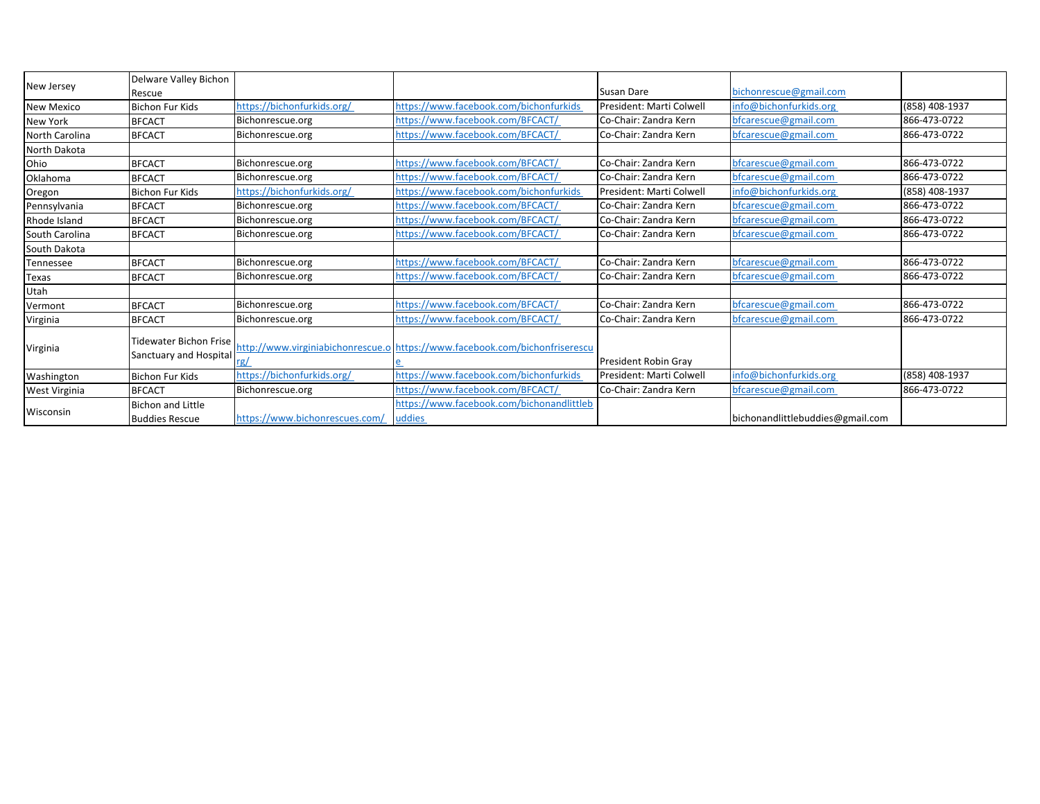| | | | | | | |
|---|---|---|---|---|---|---|
| New Jersey | Delware Valley Bichon Rescue | | | Susan Dare | bichonrescue@gmail.com | |
| New Mexico | Bichon Fur Kids | https://bichonfurkids.org/ | https://www.facebook.com/bichonfurkids | President: Marti Colwell | info@bichonfurkids.org | (858) 408-1937 |
| New York | BFCACT | Bichonrescue.org | https://www.facebook.com/BFCACT/ | Co-Chair: Zandra Kern | bfcarescue@gmail.com | 866-473-0722 |
| North Carolina | BFCACT | Bichonrescue.org | https://www.facebook.com/BFCACT/ | Co-Chair: Zandra Kern | bfcarescue@gmail.com | 866-473-0722 |
| North Dakota | | | | | | |
| Ohio | BFCACT | Bichonrescue.org | https://www.facebook.com/BFCACT/ | Co-Chair: Zandra Kern | bfcarescue@gmail.com | 866-473-0722 |
| Oklahoma | BFCACT | Bichonrescue.org | https://www.facebook.com/BFCACT/ | Co-Chair: Zandra Kern | bfcarescue@gmail.com | 866-473-0722 |
| Oregon | Bichon Fur Kids | https://bichonfurkids.org/ | https://www.facebook.com/bichonfurkids | President: Marti Colwell | info@bichonfurkids.org | (858) 408-1937 |
| Pennsylvania | BFCACT | Bichonrescue.org | https://www.facebook.com/BFCACT/ | Co-Chair: Zandra Kern | bfcarescue@gmail.com | 866-473-0722 |
| Rhode Island | BFCACT | Bichonrescue.org | https://www.facebook.com/BFCACT/ | Co-Chair: Zandra Kern | bfcarescue@gmail.com | 866-473-0722 |
| South Carolina | BFCACT | Bichonrescue.org | https://www.facebook.com/BFCACT/ | Co-Chair: Zandra Kern | bfcarescue@gmail.com | 866-473-0722 |
| South Dakota | | | | | | |
| Tennessee | BFCACT | Bichonrescue.org | https://www.facebook.com/BFCACT/ | Co-Chair: Zandra Kern | bfcarescue@gmail.com | 866-473-0722 |
| Texas | BFCACT | Bichonrescue.org | https://www.facebook.com/BFCACT/ | Co-Chair: Zandra Kern | bfcarescue@gmail.com | 866-473-0722 |
| Utah | | | | | | |
| Vermont | BFCACT | Bichonrescue.org | https://www.facebook.com/BFCACT/ | Co-Chair: Zandra Kern | bfcarescue@gmail.com | 866-473-0722 |
| Virginia | BFCACT | Bichonrescue.org | https://www.facebook.com/BFCACT/ | Co-Chair: Zandra Kern | bfcarescue@gmail.com | 866-473-0722 |
| Virginia | Tidewater Bichon Frise Sanctuary and Hospital | http://www.virginiabichonrescue.org/ | https://www.facebook.com/bichonfriserescue | President Robin Gray | | |
| Washington | Bichon Fur Kids | https://bichonfurkids.org/ | https://www.facebook.com/bichonfurkids | President: Marti Colwell | info@bichonfurkids.org | (858) 408-1937 |
| West Virginia | BFCACT | Bichonrescue.org | https://www.facebook.com/BFCACT/ | Co-Chair: Zandra Kern | bfcarescue@gmail.com | 866-473-0722 |
| Wisconsin | Bichon and Little Buddies Rescue | https://www.bichonrescues.com/ | https://www.facebook.com/bichonandlittlebuddies | | bichonandlittlebuddies@gmail.com | |